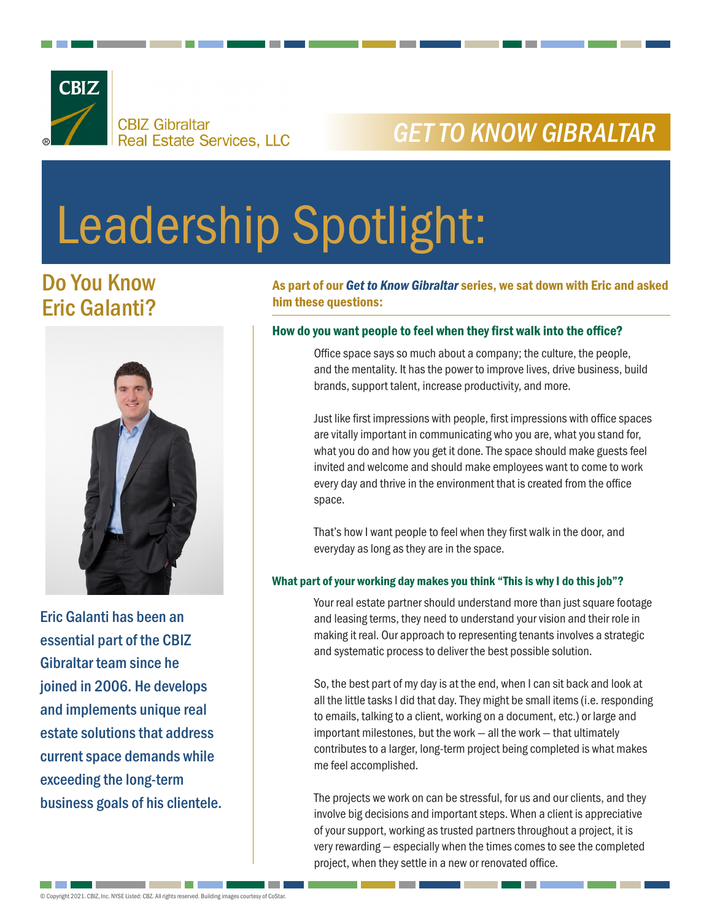CBIZ Gibraltar
Real Estate Services, LLC

**GET TO KNOW GIBRALTAR**

# Leadership Spotlight:

## Do You Know Eric Galanti?

Eric Galanti has been an essential part of the CBIZ Gibraltar team since he joined in 2006. He develops and implements unique real estate solutions that address current space demands while exceeding the long-term business goals of his clientele.

**As part of our *Get to Know Gibraltar* series, we sat down with Eric and asked him these questions:**

### How do you want people to feel when they first walk into the office?

Office space says so much about a company; the culture, the people, and the mentality. It has the power to improve lives, drive business, build brands, support talent, increase productivity, and more.

Just like first impressions with people, first impressions with office spaces are vitally important in communicating who you are, what you stand for, what you do and how you get it done. The space should make guests feel invited and welcome and should make employees want to come to work every day and thrive in the environment that is created from the office space.

That's how I want people to feel when they first walk in the door, and everyday as long as they are in the space.

### What part of your working day makes you think "This is why I do this job"?

Your real estate partner should understand more than just square footage and leasing terms, they need to understand your vision and their role in making it real. Our approach to representing tenants involves a strategic and systematic process to deliver the best possible solution.

So, the best part of my day is at the end, when I can sit back and look at all the little tasks I did that day. They might be small items (i.e. responding to emails, talking to a client, working on a document, etc.) or large and important milestones, but the work – all the work – that ultimately contributes to a larger, long-term project being completed is what makes me feel accomplished.

The projects we work on can be stressful, for us and our clients, and they involve big decisions and important steps. When a client is appreciative of your support, working as trusted partners throughout a project, it is very rewarding – especially when the times comes to see the completed project, when they settle in a new or renovated office.

© Copyright 2021. CBIZ, Inc. NYSE Listed: CBZ. All rights reserved. Building images courtesy of CoStar.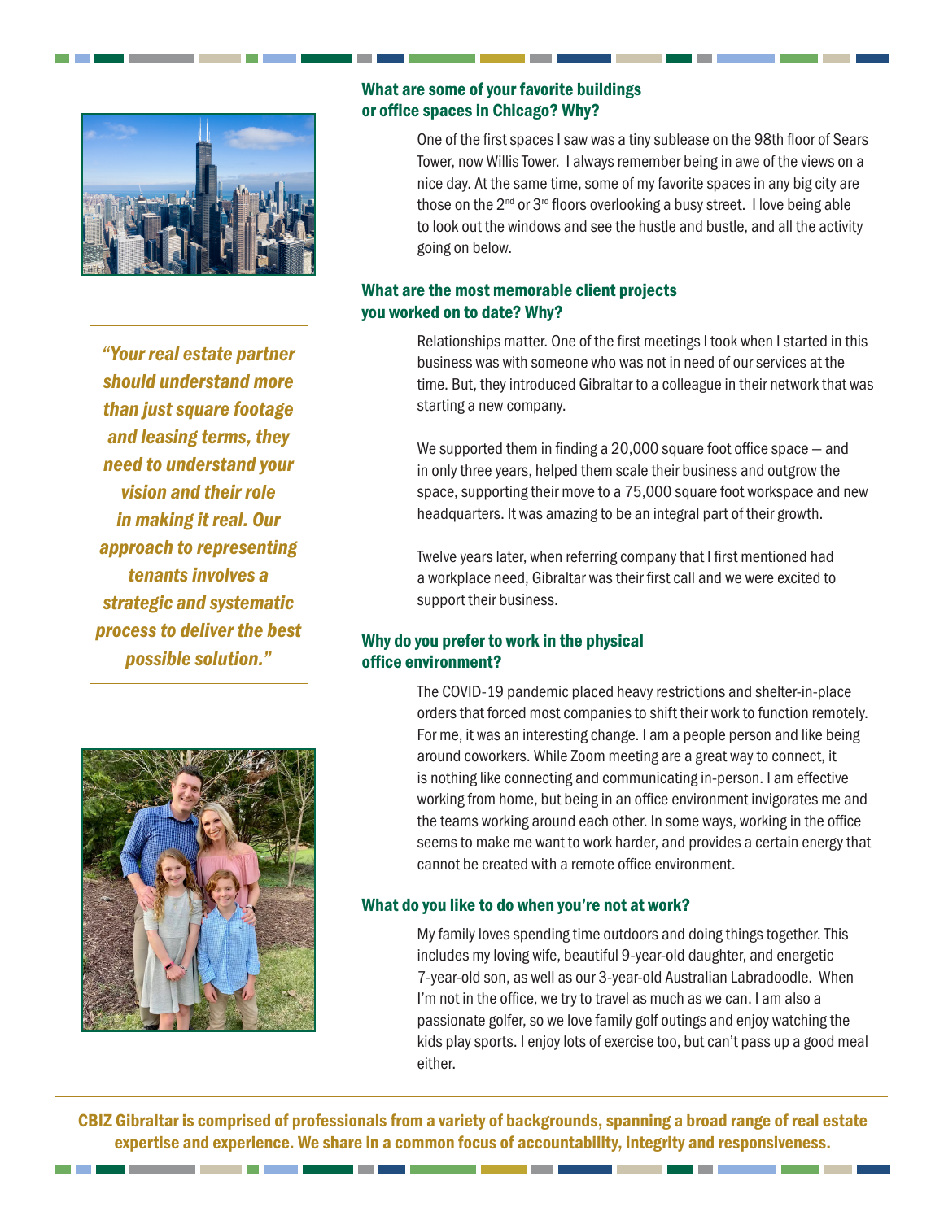> *"Your real estate partner should understand more than just square footage and leasing terms, they need to understand your vision and their role in making it real. Our approach to representing tenants involves a strategic and systematic process to deliver the best possible solution."*

### What are some of your favorite buildings or office spaces in Chicago? Why?

One of the first spaces I saw was a tiny sublease on the 98th floor of Sears Tower, now Willis Tower. I always remember being in awe of the views on a nice day. At the same time, some of my favorite spaces in any big city are those on the 2nd or 3rd floors overlooking a busy street. I love being able to look out the windows and see the hustle and bustle, and all the activity going on below.

### What are the most memorable client projects you worked on to date? Why?

Relationships matter. One of the first meetings I took when I started in this business was with someone who was not in need of our services at the time. But, they introduced Gibraltar to a colleague in their network that was starting a new company.

We supported them in finding a 20,000 square foot office space – and in only three years, helped them scale their business and outgrow the space, supporting their move to a 75,000 square foot workspace and new headquarters. It was amazing to be an integral part of their growth.

Twelve years later, when referring company that I first mentioned had a workplace need, Gibraltar was their first call and we were excited to support their business.

### Why do you prefer to work in the physical office environment?

The COVID-19 pandemic placed heavy restrictions and shelter-in-place orders that forced most companies to shift their work to function remotely. For me, it was an interesting change. I am a people person and like being around coworkers. While Zoom meeting are a great way to connect, it is nothing like connecting and communicating in-person. I am effective working from home, but being in an office environment invigorates me and the teams working around each other. In some ways, working in the office seems to make me want to work harder, and provides a certain energy that cannot be created with a remote office environment.

### What do you like to do when you're not at work?

My family loves spending time outdoors and doing things together. This includes my loving wife, beautiful 9-year-old daughter, and energetic 7-year-old son, as well as our 3-year-old Australian Labradoodle. When I'm not in the office, we try to travel as much as we can. I am also a passionate golfer, so we love family golf outings and enjoy watching the kids play sports. I enjoy lots of exercise too, but can't pass up a good meal either.

**CBIZ Gibraltar is comprised of professionals from a variety of backgrounds, spanning a broad range of real estate expertise and experience. We share in a common focus of accountability, integrity and responsiveness.**